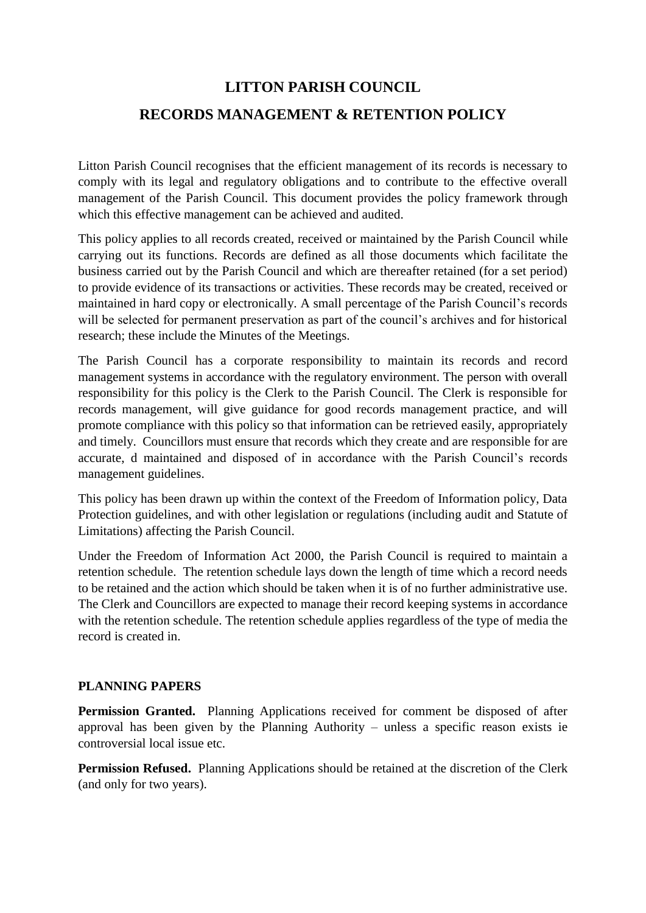# LITTON PARISH COUNCIL

## RECORDS MANAGEMENT & RETENTION POLICY

Litton Parish Council recognises that the efficient management of its records is necessary to comply with its legal and regulatory obligations and to contribute to the effective overall management of the Parish Council. This document provides the policy framework through which this effective management can be achieved and audited.

This policy applies to all records created, received or maintained by the Parish Council while carrying out its functions. Records are defined as all those documents which facilitate the business carried out by the Parish Council and which are thereafter retained (for a set period) to provide evidence of its transactions or activities. These records may be created, received or maintained in hard copy or electronically. A small percentage of the Parish Council's records will be selected for permanent preservation as part of the council's archives and for historical research; these include the Minutes of the Meetings.

The Parish Council has a corporate responsibility to maintain its records and record management systems in accordance with the regulatory environment. The person with overall responsibility for this policy is the Clerk to the Parish Council. The Clerk is responsible for records management, will give guidance for good records management practice, and will promote compliance with this policy so that information can be retrieved easily, appropriately and timely. Councillors must ensure that records which they create and are responsible for are accurate, d maintained and disposed of in accordance with the Parish Council's records management guidelines.

This policy has been drawn up within the context of the Freedom of Information policy, Data Protection guidelines, and with other legislation or regulations (including audit and Statute of Limitations) affecting the Parish Council.

Under the Freedom of Information Act 2000, the Parish Council is required to maintain a retention schedule. The retention schedule lays down the length of time which a record needs to be retained and the action which should be taken when it is of no further administrative use. The Clerk and Councillors are expected to manage their record keeping systems in accordance with the retention schedule. The retention schedule applies regardless of the type of media the record is created in.

**PLANNING PAPERS**

**Permission Granted.** Planning Applications received for comment be disposed of after approval has been given by the Planning Authority – unless a specific reason exists ie controversial local issue etc.

**Permission Refused.** Planning Applications should be retained at the discretion of the Clerk (and only for two years).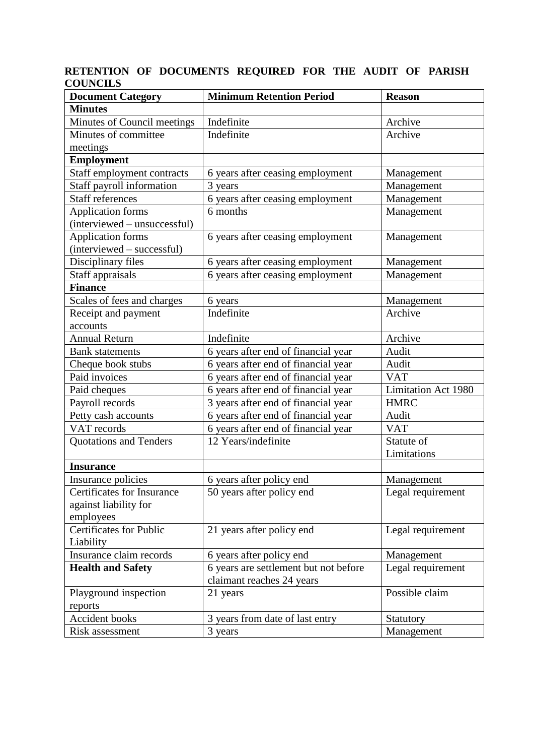## RETENTION OF DOCUMENTS REQUIRED FOR THE AUDIT OF PARISH COUNCILS

| Document Category | Minimum Retention Period | Reason |
|---|---|---|
| **Minutes** | | |
| Minutes of Council meetings | Indefinite | Archive |
| Minutes of committee meetings | Indefinite | Archive |
| **Employment** | | |
| Staff employment contracts | 6 years after ceasing employment | Management |
| Staff payroll information | 3 years | Management |
| Staff references | 6 years after ceasing employment | Management |
| Application forms (interviewed – unsuccessful) | 6 months | Management |
| Application forms (interviewed – successful) | 6 years after ceasing employment | Management |
| Disciplinary files | 6 years after ceasing employment | Management |
| Staff appraisals | 6 years after ceasing employment | Management |
| **Finance** | | |
| Scales of fees and charges | 6 years | Management |
| Receipt and payment accounts | Indefinite | Archive |
| Annual Return | Indefinite | Archive |
| Bank statements | 6 years after end of financial year | Audit |
| Cheque book stubs | 6 years after end of financial year | Audit |
| Paid invoices | 6 years after end of financial year | VAT |
| Paid cheques | 6 years after end of financial year | Limitation Act 1980 |
| Payroll records | 3 years after end of financial year | HMRC |
| Petty cash accounts | 6 years after end of financial year | Audit |
| VAT records | 6 years after end of financial year | VAT |
| Quotations and Tenders | 12 Years/indefinite | Statute of Limitations |
| **Insurance** | | |
| Insurance policies | 6 years after policy end | Management |
| Certificates for Insurance against liability for employees | 50 years after policy end | Legal requirement |
| Certificates for Public Liability | 21 years after policy end | Legal requirement |
| Insurance claim records | 6 years after policy end | Management |
| **Health and Safety** | 6 years are settlement but not before claimant reaches 24 years | Legal requirement |
| Playground inspection reports | 21 years | Possible claim |
| Accident books | 3 years from date of last entry | Statutory |
| Risk assessment | 3 years | Management |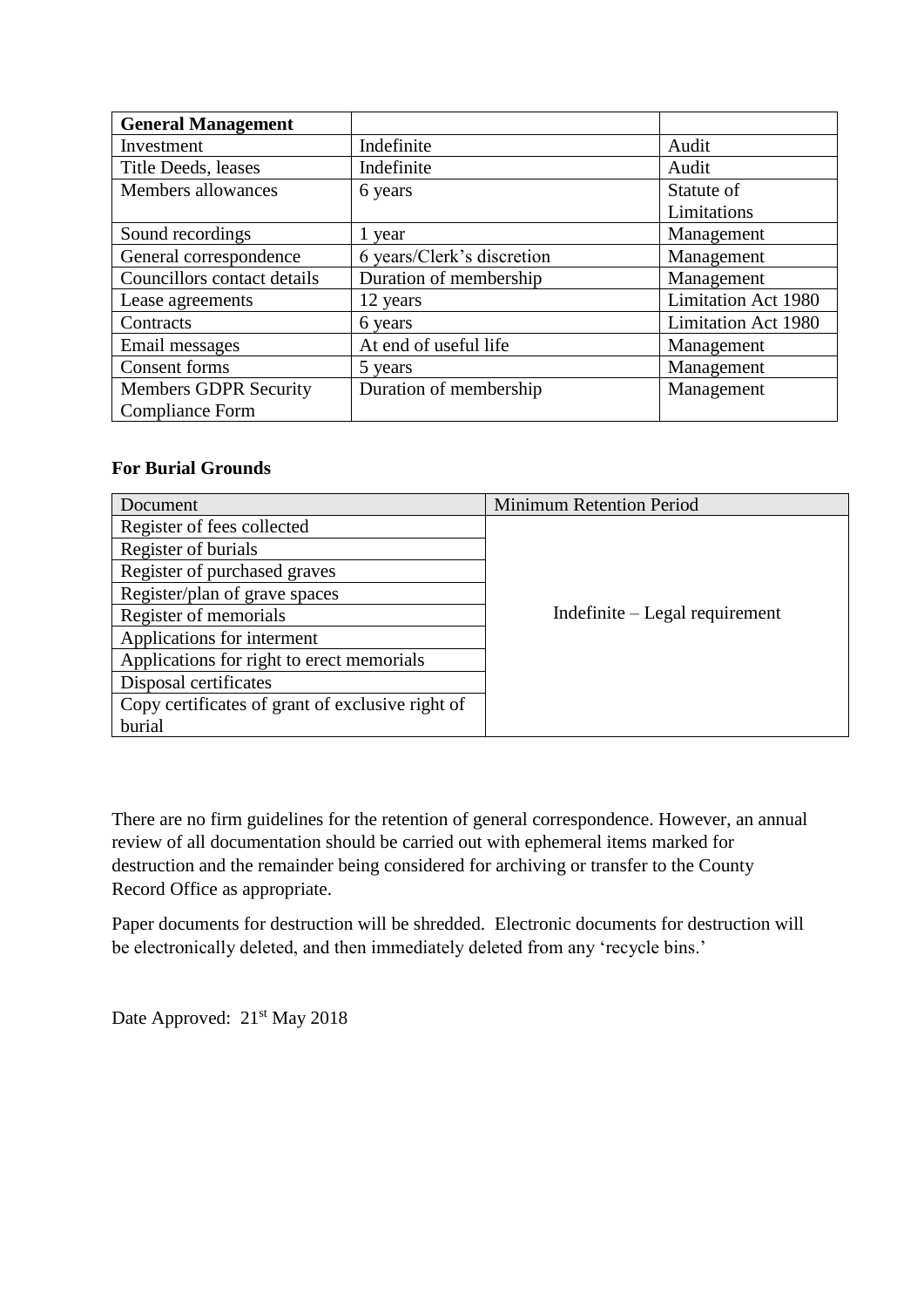| **General Management** | | |
|---|---|---|
| Investment | Indefinite | Audit |
| Title Deeds, leases | Indefinite | Audit |
| Members allowances | 6 years | Statute of Limitations |
| Sound recordings | 1 year | Management |
| General correspondence | 6 years/Clerk's discretion | Management |
| Councillors contact details | Duration of membership | Management |
| Lease agreements | 12 years | Limitation Act 1980 |
| Contracts | 6 years | Limitation Act 1980 |
| Email messages | At end of useful life | Management |
| Consent forms | 5 years | Management |
| Members GDPR Security Compliance Form | Duration of membership | Management |

**For Burial Grounds**

| Document | Minimum Retention Period |
|---|---|
| Register of fees collected | Indefinite – Legal requirement |
| Register of burials | |
| Register of purchased graves | |
| Register/plan of grave spaces | |
| Register of memorials | |
| Applications for interment | |
| Applications for right to erect memorials | |
| Disposal certificates | |
| Copy certificates of grant of exclusive right of burial | |

There are no firm guidelines for the retention of general correspondence. However, an annual review of all documentation should be carried out with ephemeral items marked for destruction and the remainder being considered for archiving or transfer to the County Record Office as appropriate.

Paper documents for destruction will be shredded. Electronic documents for destruction will be electronically deleted, and then immediately deleted from any 'recycle bins.'

Date Approved: 21st May 2018